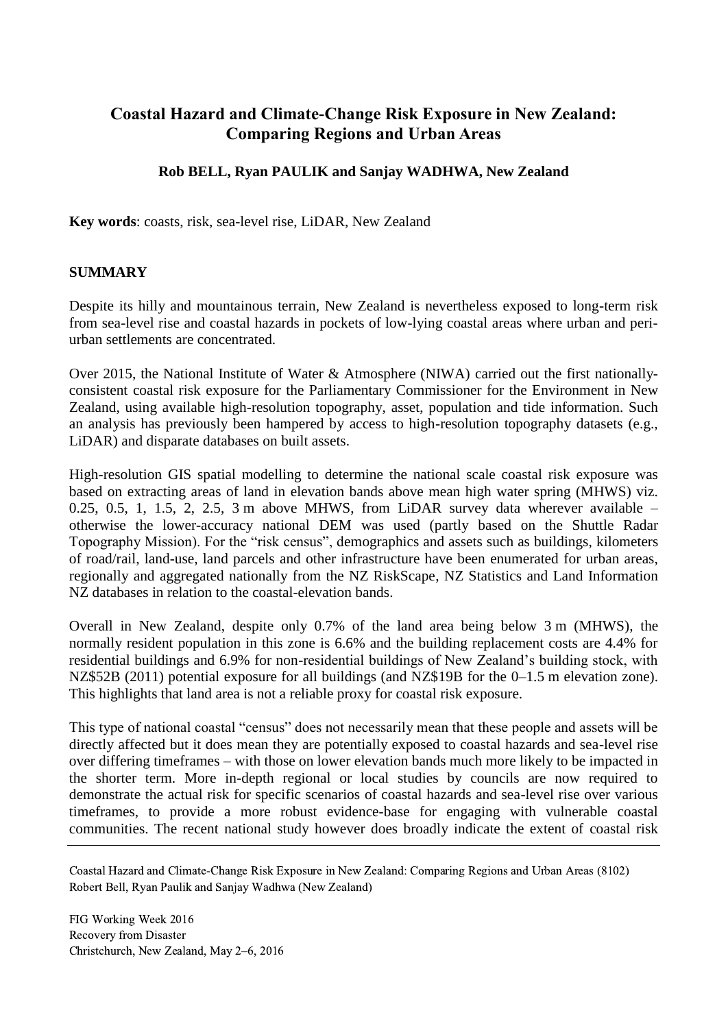# Coastal Hazard and Climate-Change Risk Exposure in New Zealand: Comparing Regions and Urban Areas

**Rob BELL, Ryan PAULIK and Sanjay WADHWA, New Zealand**

**Key words**: coasts, risk, sea-level rise, LiDAR, New Zealand

## SUMMARY

Despite its hilly and mountainous terrain, New Zealand is nevertheless exposed to long-term risk from sea-level rise and coastal hazards in pockets of low-lying coastal areas where urban and peri-urban settlements are concentrated.

Over 2015, the National Institute of Water & Atmosphere (NIWA) carried out the first nationally-consistent coastal risk exposure for the Parliamentary Commissioner for the Environment in New Zealand, using available high-resolution topography, asset, population and tide information. Such an analysis has previously been hampered by access to high-resolution topography datasets (e.g., LiDAR) and disparate databases on built assets.

High-resolution GIS spatial modelling to determine the national scale coastal risk exposure was based on extracting areas of land in elevation bands above mean high water spring (MHWS) viz. 0.25, 0.5, 1, 1.5, 2, 2.5, 3 m above MHWS, from LiDAR survey data wherever available – otherwise the lower-accuracy national DEM was used (partly based on the Shuttle Radar Topography Mission). For the "risk census", demographics and assets such as buildings, kilometers of road/rail, land-use, land parcels and other infrastructure have been enumerated for urban areas, regionally and aggregated nationally from the NZ RiskScape, NZ Statistics and Land Information NZ databases in relation to the coastal-elevation bands.

Overall in New Zealand, despite only 0.7% of the land area being below 3 m (MHWS), the normally resident population in this zone is 6.6% and the building replacement costs are 4.4% for residential buildings and 6.9% for non-residential buildings of New Zealand's building stock, with NZ$52B (2011) potential exposure for all buildings (and NZ$19B for the 0–1.5 m elevation zone). This highlights that land area is not a reliable proxy for coastal risk exposure.

This type of national coastal "census" does not necessarily mean that these people and assets will be directly affected but it does mean they are potentially exposed to coastal hazards and sea-level rise over differing timeframes – with those on lower elevation bands much more likely to be impacted in the shorter term. More in-depth regional or local studies by councils are now required to demonstrate the actual risk for specific scenarios of coastal hazards and sea-level rise over various timeframes, to provide a more robust evidence-base for engaging with vulnerable coastal communities. The recent national study however does broadly indicate the extent of coastal risk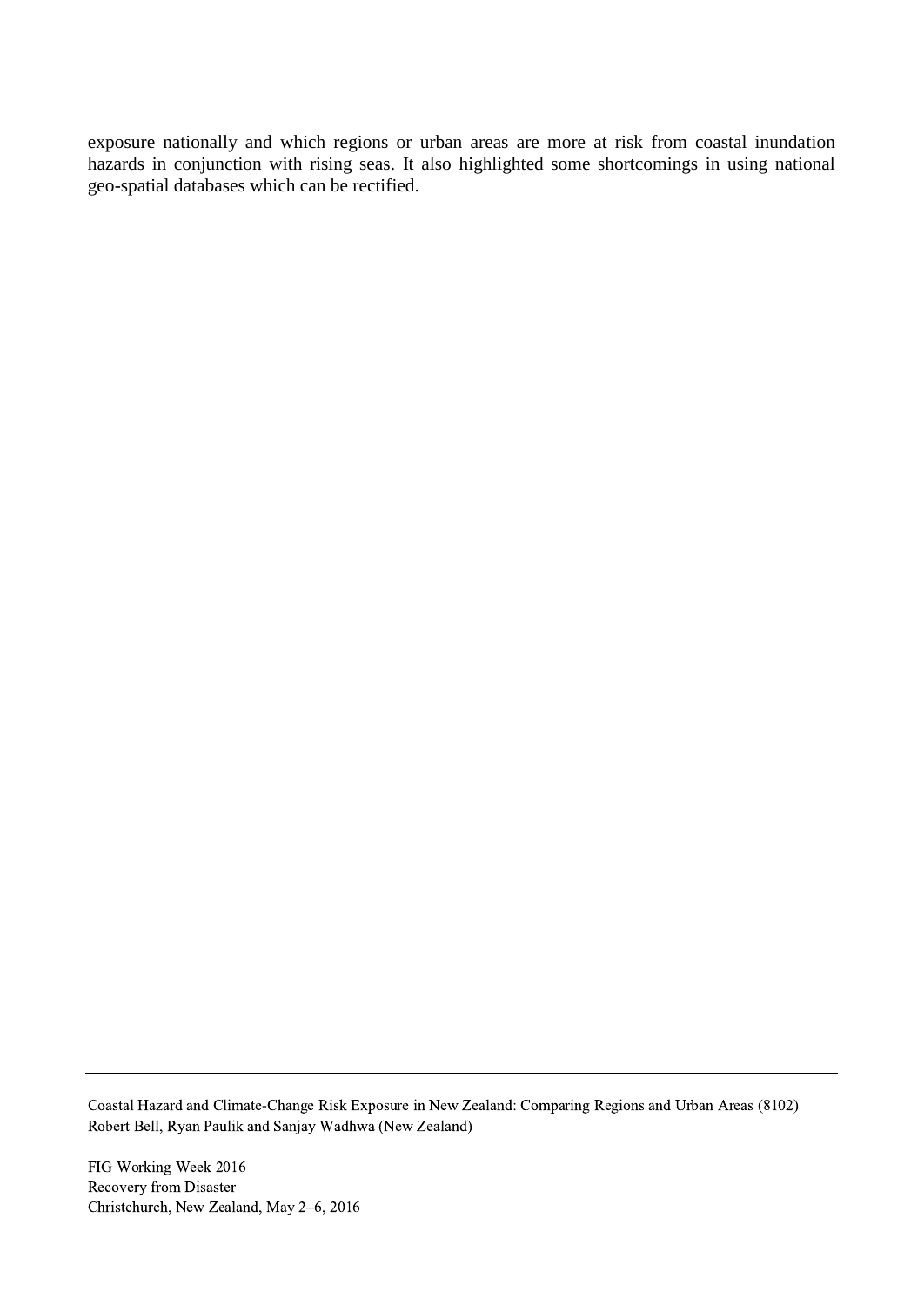exposure nationally and which regions or urban areas are more at risk from coastal inundation hazards in conjunction with rising seas. It also highlighted some shortcomings in using national geo-spatial databases which can be rectified.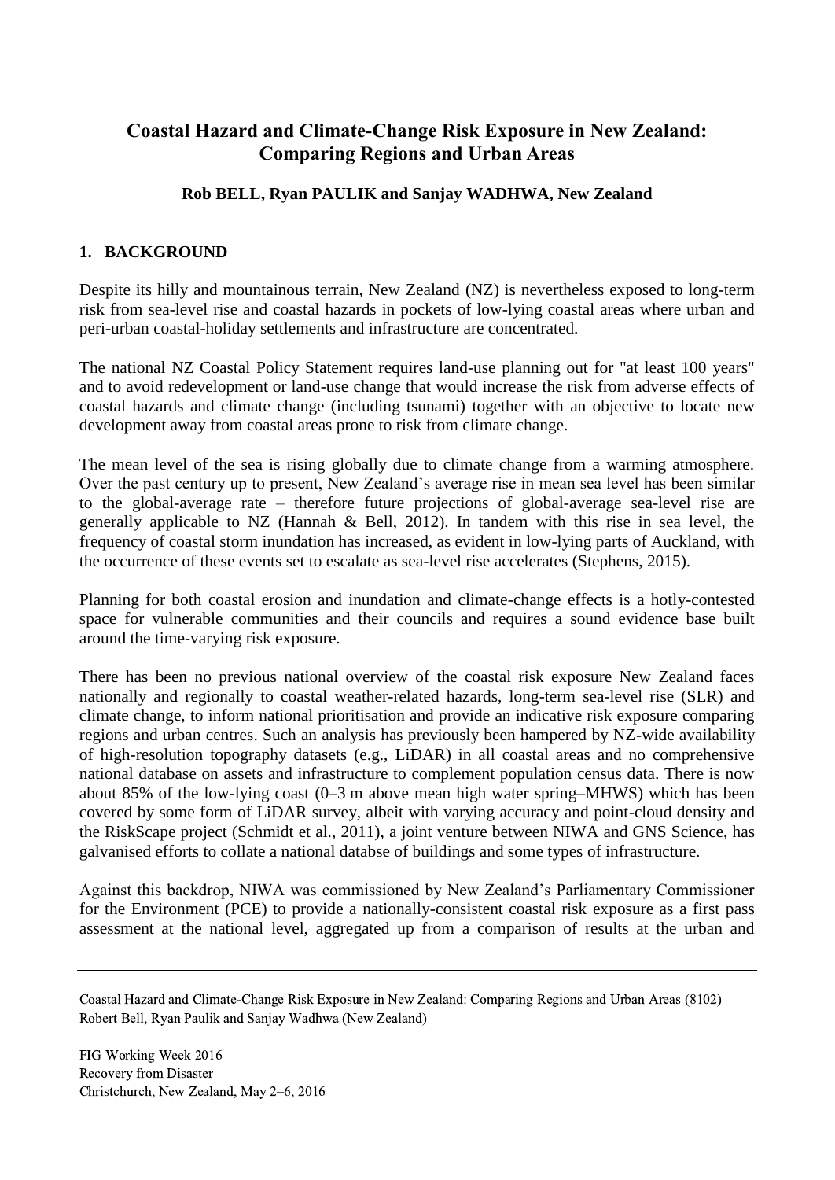# Coastal Hazard and Climate-Change Risk Exposure in New Zealand: Comparing Regions and Urban Areas

**Rob BELL, Ryan PAULIK and Sanjay WADHWA, New Zealand**

## 1. BACKGROUND

Despite its hilly and mountainous terrain, New Zealand (NZ) is nevertheless exposed to long-term risk from sea-level rise and coastal hazards in pockets of low-lying coastal areas where urban and peri-urban coastal-holiday settlements and infrastructure are concentrated.

The national NZ Coastal Policy Statement requires land-use planning out for "at least 100 years" and to avoid redevelopment or land-use change that would increase the risk from adverse effects of coastal hazards and climate change (including tsunami) together with an objective to locate new development away from coastal areas prone to risk from climate change.

The mean level of the sea is rising globally due to climate change from a warming atmosphere. Over the past century up to present, New Zealand's average rise in mean sea level has been similar to the global-average rate – therefore future projections of global-average sea-level rise are generally applicable to NZ (Hannah & Bell, 2012). In tandem with this rise in sea level, the frequency of coastal storm inundation has increased, as evident in low-lying parts of Auckland, with the occurrence of these events set to escalate as sea-level rise accelerates (Stephens, 2015).

Planning for both coastal erosion and inundation and climate-change effects is a hotly-contested space for vulnerable communities and their councils and requires a sound evidence base built around the time-varying risk exposure.

There has been no previous national overview of the coastal risk exposure New Zealand faces nationally and regionally to coastal weather-related hazards, long-term sea-level rise (SLR) and climate change, to inform national prioritisation and provide an indicative risk exposure comparing regions and urban centres. Such an analysis has previously been hampered by NZ-wide availability of high-resolution topography datasets (e.g., LiDAR) in all coastal areas and no comprehensive national database on assets and infrastructure to complement population census data. There is now about 85% of the low-lying coast (0–3 m above mean high water spring–MHWS) which has been covered by some form of LiDAR survey, albeit with varying accuracy and point-cloud density and the RiskScape project (Schmidt et al., 2011), a joint venture between NIWA and GNS Science, has galvanised efforts to collate a national databse of buildings and some types of infrastructure.

Against this backdrop, NIWA was commissioned by New Zealand's Parliamentary Commissioner for the Environment (PCE) to provide a nationally-consistent coastal risk exposure as a first pass assessment at the national level, aggregated up from a comparison of results at the urban and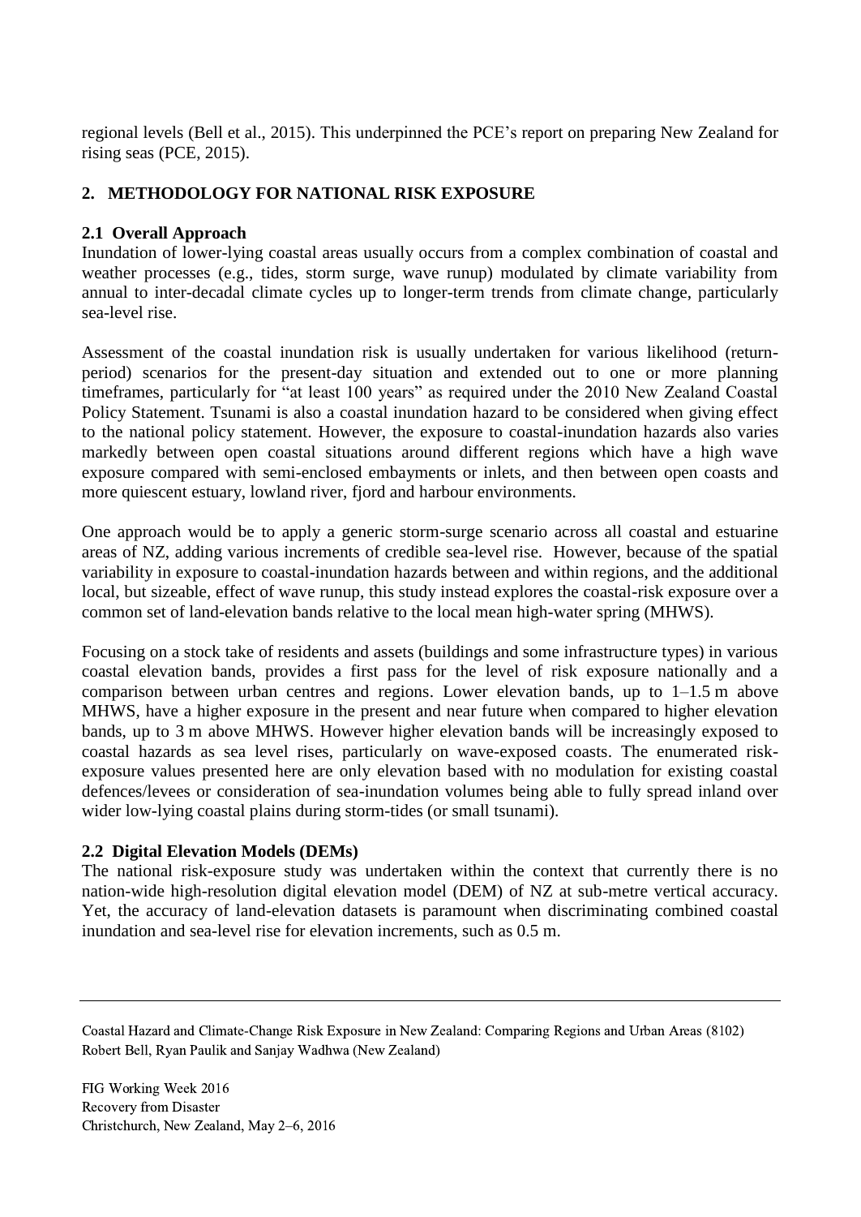regional levels (Bell et al., 2015). This underpinned the PCE's report on preparing New Zealand for rising seas (PCE, 2015).

## 2. METHODOLOGY FOR NATIONAL RISK EXPOSURE

### 2.1 Overall Approach

Inundation of lower-lying coastal areas usually occurs from a complex combination of coastal and weather processes (e.g., tides, storm surge, wave runup) modulated by climate variability from annual to inter-decadal climate cycles up to longer-term trends from climate change, particularly sea-level rise.

Assessment of the coastal inundation risk is usually undertaken for various likelihood (return-period) scenarios for the present-day situation and extended out to one or more planning timeframes, particularly for "at least 100 years" as required under the 2010 New Zealand Coastal Policy Statement. Tsunami is also a coastal inundation hazard to be considered when giving effect to the national policy statement. However, the exposure to coastal-inundation hazards also varies markedly between open coastal situations around different regions which have a high wave exposure compared with semi-enclosed embayments or inlets, and then between open coasts and more quiescent estuary, lowland river, fjord and harbour environments.

One approach would be to apply a generic storm-surge scenario across all coastal and estuarine areas of NZ, adding various increments of credible sea-level rise. However, because of the spatial variability in exposure to coastal-inundation hazards between and within regions, and the additional local, but sizeable, effect of wave runup, this study instead explores the coastal-risk exposure over a common set of land-elevation bands relative to the local mean high-water spring (MHWS).

Focusing on a stock take of residents and assets (buildings and some infrastructure types) in various coastal elevation bands, provides a first pass for the level of risk exposure nationally and a comparison between urban centres and regions. Lower elevation bands, up to 1–1.5 m above MHWS, have a higher exposure in the present and near future when compared to higher elevation bands, up to 3 m above MHWS. However higher elevation bands will be increasingly exposed to coastal hazards as sea level rises, particularly on wave-exposed coasts. The enumerated risk-exposure values presented here are only elevation based with no modulation for existing coastal defences/levees or consideration of sea-inundation volumes being able to fully spread inland over wider low-lying coastal plains during storm-tides (or small tsunami).

### 2.2 Digital Elevation Models (DEMs)

The national risk-exposure study was undertaken within the context that currently there is no nation-wide high-resolution digital elevation model (DEM) of NZ at sub-metre vertical accuracy. Yet, the accuracy of land-elevation datasets is paramount when discriminating combined coastal inundation and sea-level rise for elevation increments, such as 0.5 m.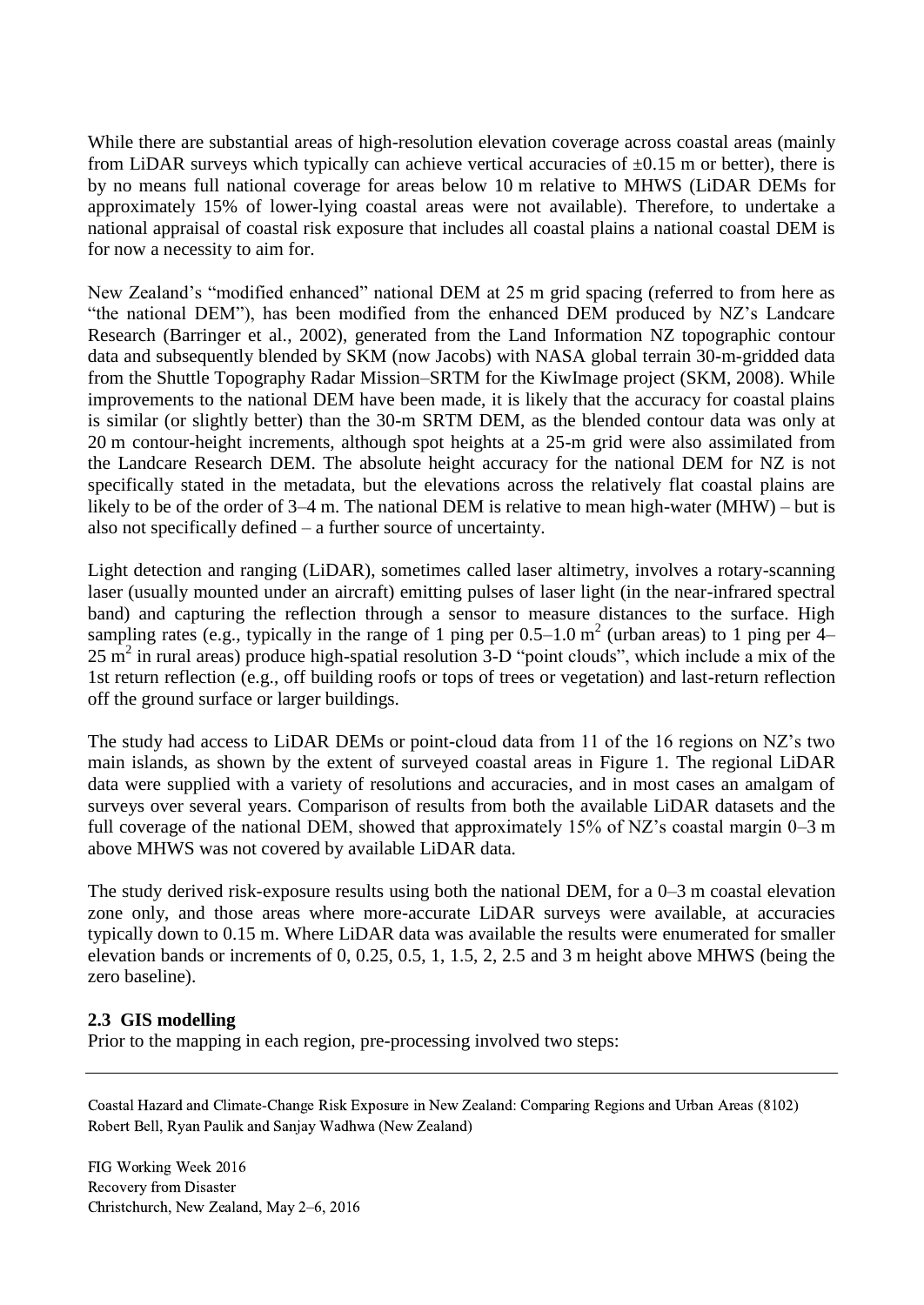While there are substantial areas of high-resolution elevation coverage across coastal areas (mainly from LiDAR surveys which typically can achieve vertical accuracies of ±0.15 m or better), there is by no means full national coverage for areas below 10 m relative to MHWS (LiDAR DEMs for approximately 15% of lower-lying coastal areas were not available). Therefore, to undertake a national appraisal of coastal risk exposure that includes all coastal plains a national coastal DEM is for now a necessity to aim for.

New Zealand's "modified enhanced" national DEM at 25 m grid spacing (referred to from here as "the national DEM"), has been modified from the enhanced DEM produced by NZ's Landcare Research (Barringer et al., 2002), generated from the Land Information NZ topographic contour data and subsequently blended by SKM (now Jacobs) with NASA global terrain 30-m-gridded data from the Shuttle Topography Radar Mission–SRTM for the KiwImage project (SKM, 2008). While improvements to the national DEM have been made, it is likely that the accuracy for coastal plains is similar (or slightly better) than the 30-m SRTM DEM, as the blended contour data was only at 20 m contour-height increments, although spot heights at a 25-m grid were also assimilated from the Landcare Research DEM. The absolute height accuracy for the national DEM for NZ is not specifically stated in the metadata, but the elevations across the relatively flat coastal plains are likely to be of the order of 3–4 m. The national DEM is relative to mean high-water (MHW) – but is also not specifically defined – a further source of uncertainty.

Light detection and ranging (LiDAR), sometimes called laser altimetry, involves a rotary-scanning laser (usually mounted under an aircraft) emitting pulses of laser light (in the near-infrared spectral band) and capturing the reflection through a sensor to measure distances to the surface. High sampling rates (e.g., typically in the range of 1 ping per 0.5–1.0 $m^2$ (urban areas) to 1 ping per 4–25 $m^2$ in rural areas) produce high-spatial resolution 3-D "point clouds", which include a mix of the 1st return reflection (e.g., off building roofs or tops of trees or vegetation) and last-return reflection off the ground surface or larger buildings.

The study had access to LiDAR DEMs or point-cloud data from 11 of the 16 regions on NZ's two main islands, as shown by the extent of surveyed coastal areas in Figure 1. The regional LiDAR data were supplied with a variety of resolutions and accuracies, and in most cases an amalgam of surveys over several years. Comparison of results from both the available LiDAR datasets and the full coverage of the national DEM, showed that approximately 15% of NZ's coastal margin 0–3 m above MHWS was not covered by available LiDAR data.

The study derived risk-exposure results using both the national DEM, for a 0–3 m coastal elevation zone only, and those areas where more-accurate LiDAR surveys were available, at accuracies typically down to 0.15 m. Where LiDAR data was available the results were enumerated for smaller elevation bands or increments of 0, 0.25, 0.5, 1, 1.5, 2, 2.5 and 3 m height above MHWS (being the zero baseline).

### 2.3 GIS modelling

Prior to the mapping in each region, pre-processing involved two steps: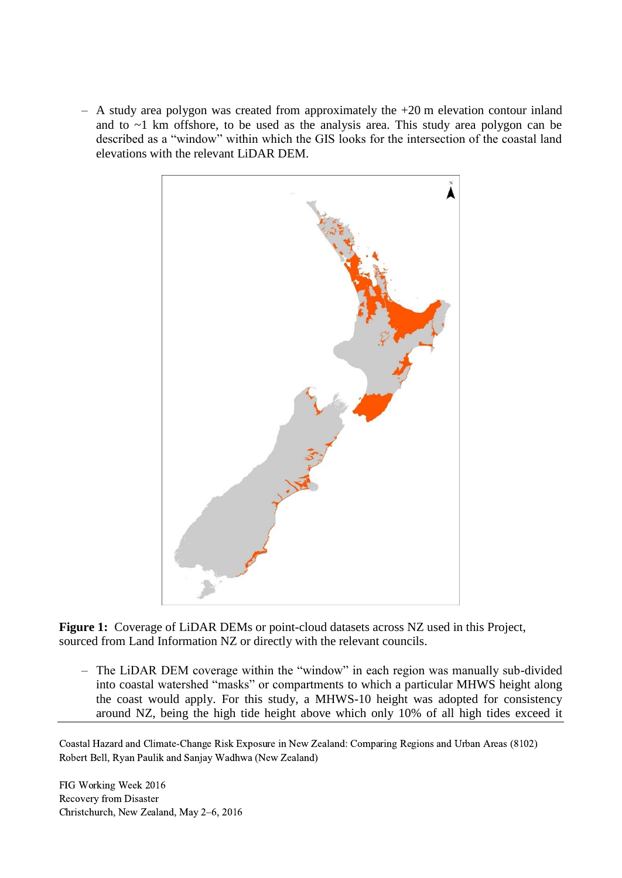– A study area polygon was created from approximately the +20 m elevation contour inland and to ~1 km offshore, to be used as the analysis area. This study area polygon can be described as a "window" within which the GIS looks for the intersection of the coastal land elevations with the relevant LiDAR DEM.

**Figure 1:** Coverage of LiDAR DEMs or point-cloud datasets across NZ used in this Project, sourced from Land Information NZ or directly with the relevant councils.

– The LiDAR DEM coverage within the "window" in each region was manually sub-divided into coastal watershed "masks" or compartments to which a particular MHWS height along the coast would apply. For this study, a MHWS-10 height was adopted for consistency around NZ, being the high tide height above which only 10% of all high tides exceed it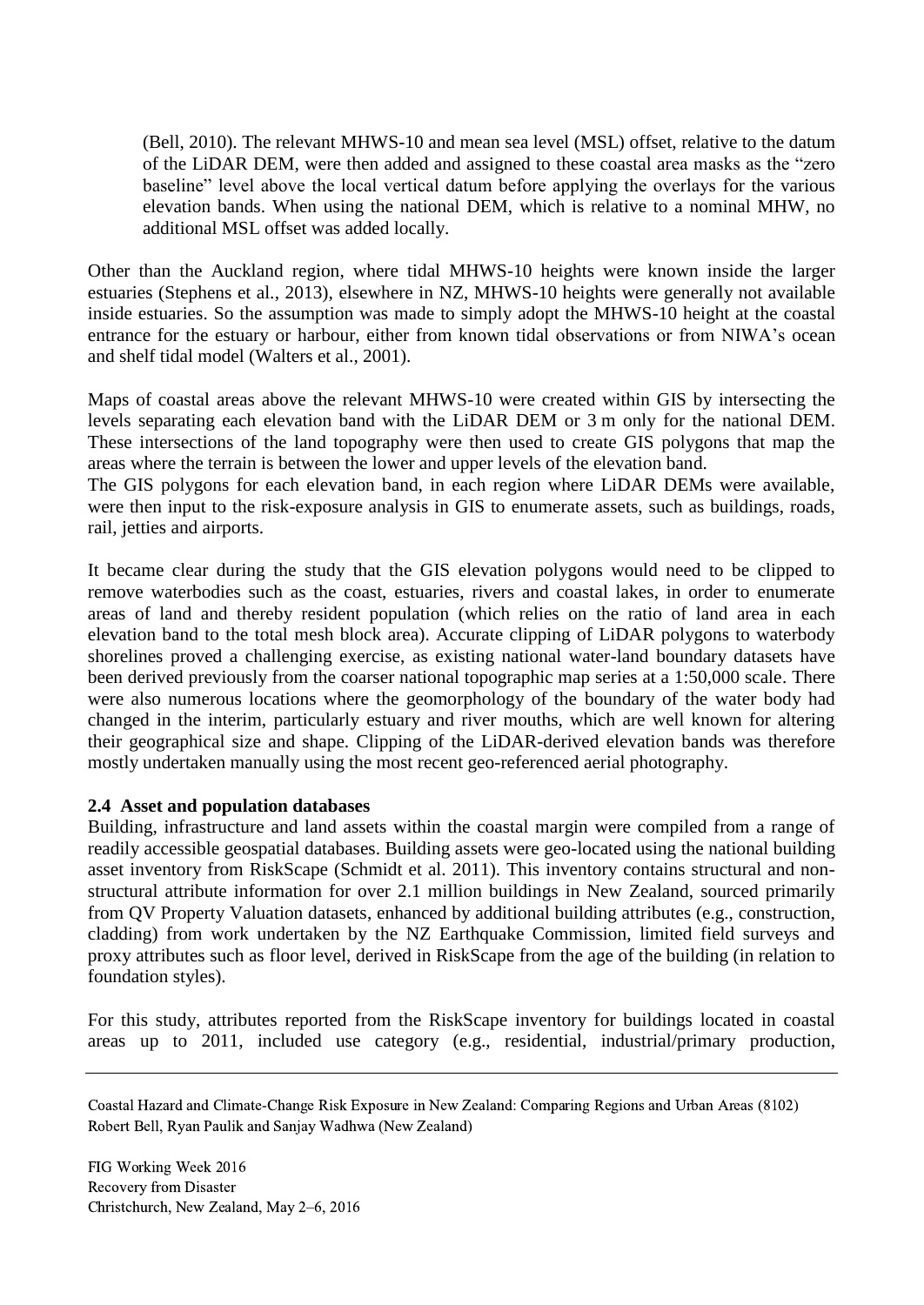(Bell, 2010). The relevant MHWS-10 and mean sea level (MSL) offset, relative to the datum of the LiDAR DEM, were then added and assigned to these coastal area masks as the "zero baseline" level above the local vertical datum before applying the overlays for the various elevation bands. When using the national DEM, which is relative to a nominal MHW, no additional MSL offset was added locally.

Other than the Auckland region, where tidal MHWS-10 heights were known inside the larger estuaries (Stephens et al., 2013), elsewhere in NZ, MHWS-10 heights were generally not available inside estuaries. So the assumption was made to simply adopt the MHWS-10 height at the coastal entrance for the estuary or harbour, either from known tidal observations or from NIWA's ocean and shelf tidal model (Walters et al., 2001).

Maps of coastal areas above the relevant MHWS-10 were created within GIS by intersecting the levels separating each elevation band with the LiDAR DEM or 3 m only for the national DEM. These intersections of the land topography were then used to create GIS polygons that map the areas where the terrain is between the lower and upper levels of the elevation band.

The GIS polygons for each elevation band, in each region where LiDAR DEMs were available, were then input to the risk-exposure analysis in GIS to enumerate assets, such as buildings, roads, rail, jetties and airports.

It became clear during the study that the GIS elevation polygons would need to be clipped to remove waterbodies such as the coast, estuaries, rivers and coastal lakes, in order to enumerate areas of land and thereby resident population (which relies on the ratio of land area in each elevation band to the total mesh block area). Accurate clipping of LiDAR polygons to waterbody shorelines proved a challenging exercise, as existing national water-land boundary datasets have been derived previously from the coarser national topographic map series at a 1:50,000 scale. There were also numerous locations where the geomorphology of the boundary of the water body had changed in the interim, particularly estuary and river mouths, which are well known for altering their geographical size and shape. Clipping of the LiDAR-derived elevation bands was therefore mostly undertaken manually using the most recent geo-referenced aerial photography.

### 2.4 Asset and population databases

Building, infrastructure and land assets within the coastal margin were compiled from a range of readily accessible geospatial databases. Building assets were geo-located using the national building asset inventory from RiskScape (Schmidt et al. 2011). This inventory contains structural and non-structural attribute information for over 2.1 million buildings in New Zealand, sourced primarily from QV Property Valuation datasets, enhanced by additional building attributes (e.g., construction, cladding) from work undertaken by the NZ Earthquake Commission, limited field surveys and proxy attributes such as floor level, derived in RiskScape from the age of the building (in relation to foundation styles).

For this study, attributes reported from the RiskScape inventory for buildings located in coastal areas up to 2011, included use category (e.g., residential, industrial/primary production,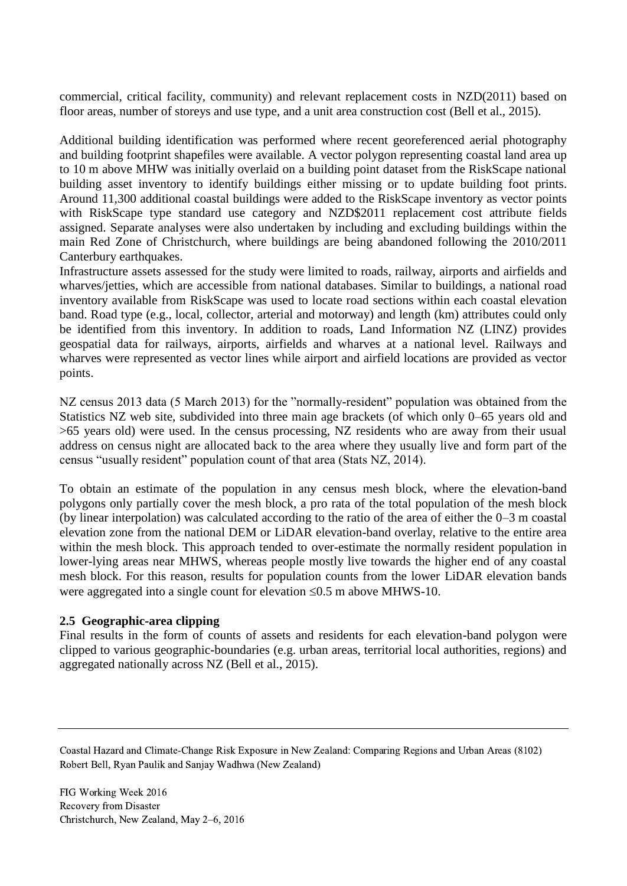commercial, critical facility, community) and relevant replacement costs in NZD(2011) based on floor areas, number of storeys and use type, and a unit area construction cost (Bell et al., 2015).

Additional building identification was performed where recent georeferenced aerial photography and building footprint shapefiles were available. A vector polygon representing coastal land area up to 10 m above MHW was initially overlaid on a building point dataset from the RiskScape national building asset inventory to identify buildings either missing or to update building foot prints. Around 11,300 additional coastal buildings were added to the RiskScape inventory as vector points with RiskScape type standard use category and NZD$2011 replacement cost attribute fields assigned. Separate analyses were also undertaken by including and excluding buildings within the main Red Zone of Christchurch, where buildings are being abandoned following the 2010/2011 Canterbury earthquakes.

Infrastructure assets assessed for the study were limited to roads, railway, airports and airfields and wharves/jetties, which are accessible from national databases. Similar to buildings, a national road inventory available from RiskScape was used to locate road sections within each coastal elevation band. Road type (e.g., local, collector, arterial and motorway) and length (km) attributes could only be identified from this inventory. In addition to roads, Land Information NZ (LINZ) provides geospatial data for railways, airports, airfields and wharves at a national level. Railways and wharves were represented as vector lines while airport and airfield locations are provided as vector points.

NZ census 2013 data (5 March 2013) for the "normally-resident" population was obtained from the Statistics NZ web site, subdivided into three main age brackets (of which only 0–65 years old and >65 years old) were used. In the census processing, NZ residents who are away from their usual address on census night are allocated back to the area where they usually live and form part of the census "usually resident" population count of that area (Stats NZ, 2014).

To obtain an estimate of the population in any census mesh block, where the elevation-band polygons only partially cover the mesh block, a pro rata of the total population of the mesh block (by linear interpolation) was calculated according to the ratio of the area of either the 0–3 m coastal elevation zone from the national DEM or LiDAR elevation-band overlay, relative to the entire area within the mesh block. This approach tended to over-estimate the normally resident population in lower-lying areas near MHWS, whereas people mostly live towards the higher end of any coastal mesh block. For this reason, results for population counts from the lower LiDAR elevation bands were aggregated into a single count for elevation ≤0.5 m above MHWS-10.

### 2.5 Geographic-area clipping

Final results in the form of counts of assets and residents for each elevation-band polygon were clipped to various geographic-boundaries (e.g. urban areas, territorial local authorities, regions) and aggregated nationally across NZ (Bell et al., 2015).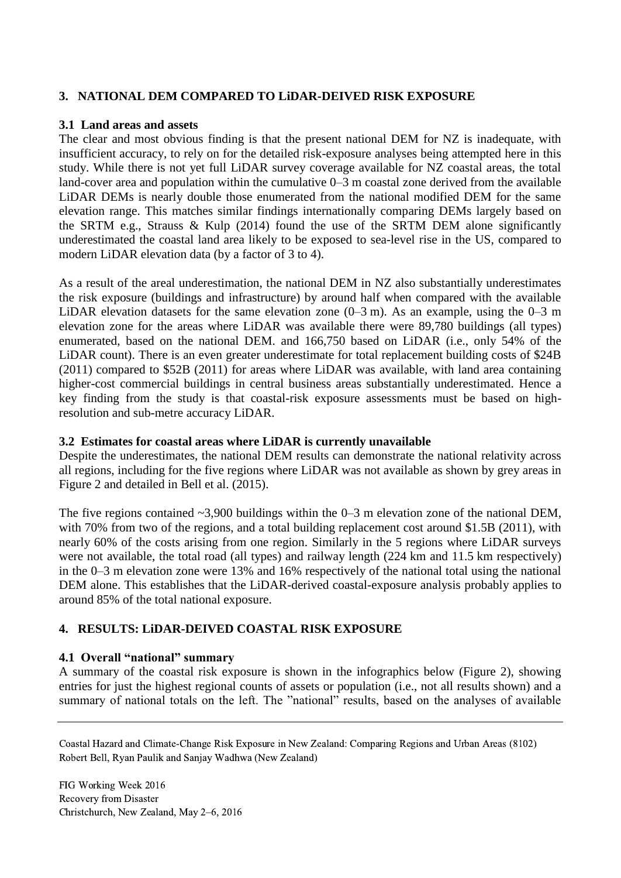## 3. NATIONAL DEM COMPARED TO LiDAR-DEIVED RISK EXPOSURE

### 3.1 Land areas and assets

The clear and most obvious finding is that the present national DEM for NZ is inadequate, with insufficient accuracy, to rely on for the detailed risk-exposure analyses being attempted here in this study. While there is not yet full LiDAR survey coverage available for NZ coastal areas, the total land-cover area and population within the cumulative 0–3 m coastal zone derived from the available LiDAR DEMs is nearly double those enumerated from the national modified DEM for the same elevation range. This matches similar findings internationally comparing DEMs largely based on the SRTM e.g., Strauss & Kulp (2014) found the use of the SRTM DEM alone significantly underestimated the coastal land area likely to be exposed to sea-level rise in the US, compared to modern LiDAR elevation data (by a factor of 3 to 4).

As a result of the areal underestimation, the national DEM in NZ also substantially underestimates the risk exposure (buildings and infrastructure) by around half when compared with the available LiDAR elevation datasets for the same elevation zone (0–3 m). As an example, using the 0–3 m elevation zone for the areas where LiDAR was available there were 89,780 buildings (all types) enumerated, based on the national DEM. and 166,750 based on LiDAR (i.e., only 54% of the LiDAR count). There is an even greater underestimate for total replacement building costs of $24B (2011) compared to $52B (2011) for areas where LiDAR was available, with land area containing higher-cost commercial buildings in central business areas substantially underestimated. Hence a key finding from the study is that coastal-risk exposure assessments must be based on high-resolution and sub-metre accuracy LiDAR.

### 3.2 Estimates for coastal areas where LiDAR is currently unavailable

Despite the underestimates, the national DEM results can demonstrate the national relativity across all regions, including for the five regions where LiDAR was not available as shown by grey areas in Figure 2 and detailed in Bell et al. (2015).

The five regions contained ~3,900 buildings within the 0–3 m elevation zone of the national DEM, with 70% from two of the regions, and a total building replacement cost around $1.5B (2011), with nearly 60% of the costs arising from one region. Similarly in the 5 regions where LiDAR surveys were not available, the total road (all types) and railway length (224 km and 11.5 km respectively) in the 0–3 m elevation zone were 13% and 16% respectively of the national total using the national DEM alone. This establishes that the LiDAR-derived coastal-exposure analysis probably applies to around 85% of the total national exposure.

## 4. RESULTS: LiDAR-DEIVED COASTAL RISK EXPOSURE

### 4.1 Overall "national" summary

A summary of the coastal risk exposure is shown in the infographics below (Figure 2), showing entries for just the highest regional counts of assets or population (i.e., not all results shown) and a summary of national totals on the left. The "national" results, based on the analyses of available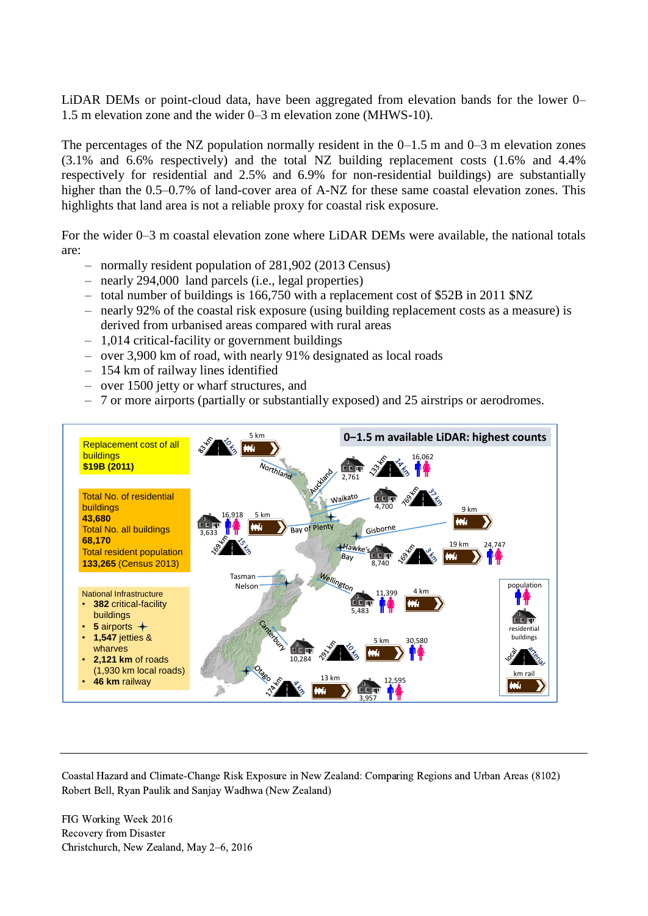LiDAR DEMs or point-cloud data, have been aggregated from elevation bands for the lower 0–1.5 m elevation zone and the wider 0–3 m elevation zone (MHWS-10).

The percentages of the NZ population normally resident in the 0–1.5 m and 0–3 m elevation zones (3.1% and 6.6% respectively) and the total NZ building replacement costs (1.6% and 4.4% respectively for residential and 2.5% and 6.9% for non-residential buildings) are substantially higher than the 0.5–0.7% of land-cover area of A-NZ for these same coastal elevation zones. This highlights that land area is not a reliable proxy for coastal risk exposure.

For the wider 0–3 m coastal elevation zone where LiDAR DEMs were available, the national totals are:

- normally resident population of 281,902 (2013 Census)
- nearly 294,000 land parcels (i.e., legal properties)
- total number of buildings is 166,750 with a replacement cost of $52B in 2011 $NZ
- nearly 92% of the coastal risk exposure (using building replacement costs as a measure) is derived from urbanised areas compared with rural areas
- 1,014 critical-facility or government buildings
- over 3,900 km of road, with nearly 91% designated as local roads
- 154 km of railway lines identified
- over 1500 jetty or wharf structures, and
- 7 or more airports (partially or substantially exposed) and 25 airstrips or aerodromes.

**0–1.5 m available LiDAR: highest counts**

Replacement cost of all buildings **$19B (2011)**

Total No. of residential buildings **43,680**
Total No. all buildings **68,170**
Total resident population **133,265** (Census 2013)

National Infrastructure
- **382** critical-facility buildings
- **5** airports
- **1,547** jetties & wharves
- **2,121 km** of roads (1,930 km local roads)
- **46 km** railway

Northland: 83 km, 10 km, 5 km
Auckland: 2,761; 133 km, 14 km; 16,062
Waikato: 4,700; 769 km, 37 km
Bay of Plenty: 3,633; 16,918; 5 km; 169 km, 15 km
Gisborne: 9 km
Hawke's Bay: 8,740; 169 km, 3 km; 19 km; 24,747
Tasman, Nelson
Wellington: 5,483; 11,399; 4 km
Canterbury: 10,284; 291 km, 10 km; 5 km; 30,580
Otago: 174 km, 4 km; 13 km; 3,957; 12,595

Legend: population; residential buildings; local, arterial; km rail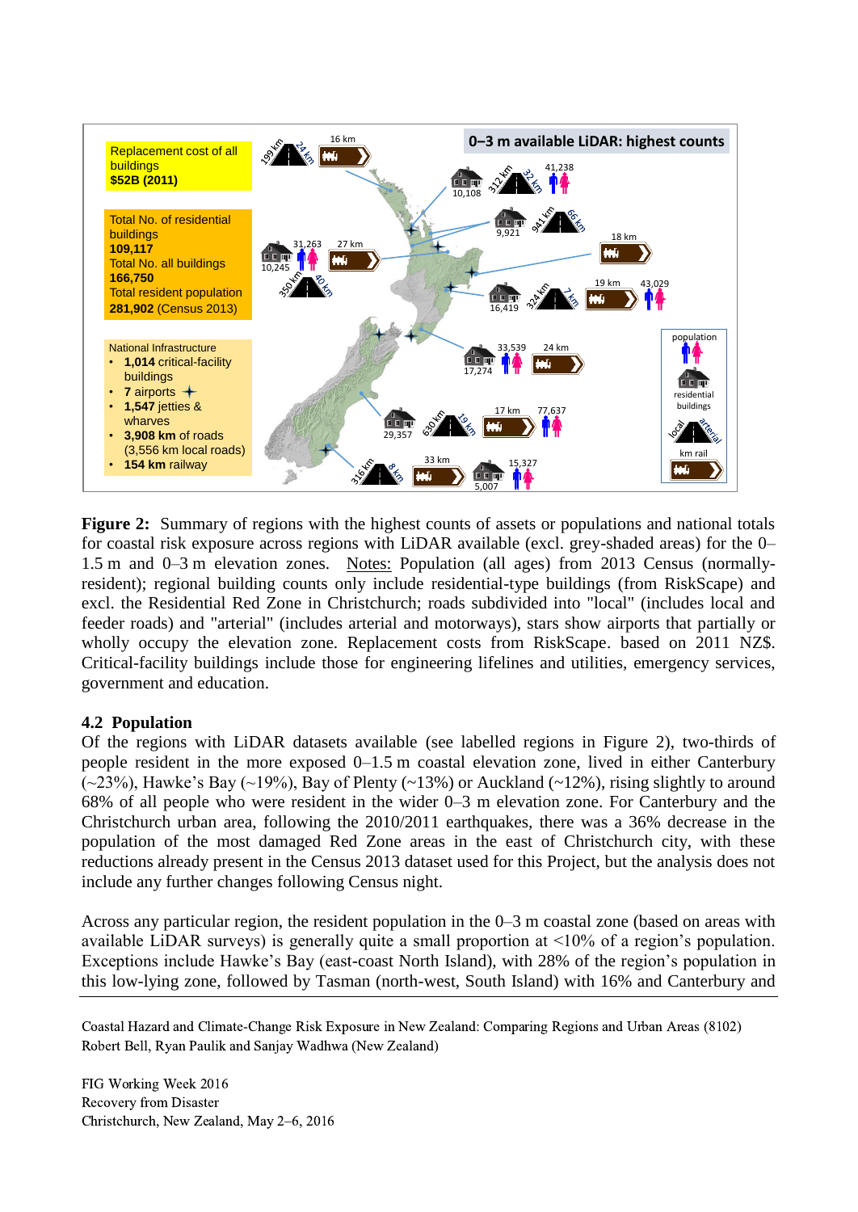**0–3 m available LiDAR: highest counts**

Replacement cost of all buildings
**$52B (2011)**

Total No. of residential buildings
**109,117**
Total No. all buildings
**166,750**
Total resident population
**281,902** (Census 2013)

National Infrastructure

- **1,014** critical-facility buildings
- **7** airports
- **1,547** jetties & wharves
- **3,908 km** of roads (3,556 km local roads)
- **154 km** railway

**Figure 2:** Summary of regions with the highest counts of assets or populations and national totals for coastal risk exposure across regions with LiDAR available (excl. grey-shaded areas) for the 0–1.5 m and 0–3 m elevation zones. Notes: Population (all ages) from 2013 Census (normally-resident); regional building counts only include residential-type buildings (from RiskScape) and excl. the Residential Red Zone in Christchurch; roads subdivided into "local" (includes local and feeder roads) and "arterial" (includes arterial and motorways), stars show airports that partially or wholly occupy the elevation zone. Replacement costs from RiskScape. based on 2011 NZ$. Critical-facility buildings include those for engineering lifelines and utilities, emergency services, government and education.

### 4.2 Population

Of the regions with LiDAR datasets available (see labelled regions in Figure 2), two-thirds of people resident in the more exposed 0–1.5 m coastal elevation zone, lived in either Canterbury (~23%), Hawke's Bay (~19%), Bay of Plenty (~13%) or Auckland (~12%), rising slightly to around 68% of all people who were resident in the wider 0–3 m elevation zone. For Canterbury and the Christchurch urban area, following the 2010/2011 earthquakes, there was a 36% decrease in the population of the most damaged Red Zone areas in the east of Christchurch city, with these reductions already present in the Census 2013 dataset used for this Project, but the analysis does not include any further changes following Census night.

Across any particular region, the resident population in the 0–3 m coastal zone (based on areas with available LiDAR surveys) is generally quite a small proportion at <10% of a region's population. Exceptions include Hawke's Bay (east-coast North Island), with 28% of the region's population in this low-lying zone, followed by Tasman (north-west, South Island) with 16% and Canterbury and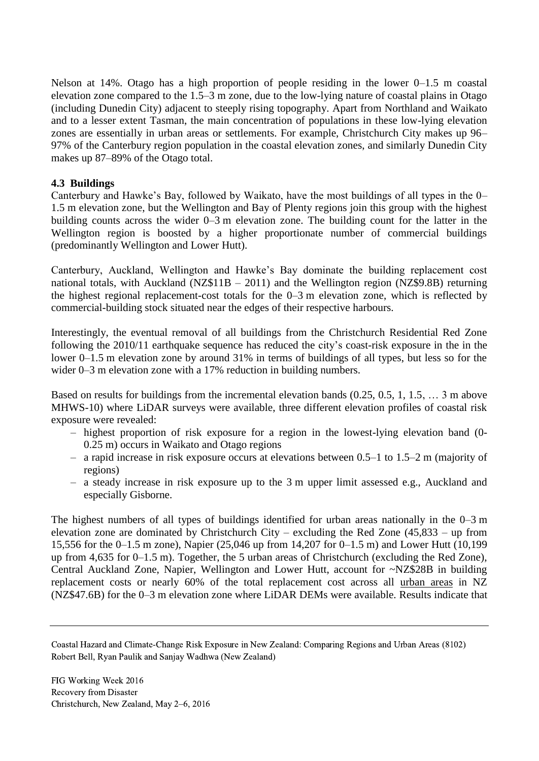Nelson at 14%. Otago has a high proportion of people residing in the lower 0–1.5 m coastal elevation zone compared to the 1.5–3 m zone, due to the low-lying nature of coastal plains in Otago (including Dunedin City) adjacent to steeply rising topography. Apart from Northland and Waikato and to a lesser extent Tasman, the main concentration of populations in these low-lying elevation zones are essentially in urban areas or settlements. For example, Christchurch City makes up 96–97% of the Canterbury region population in the coastal elevation zones, and similarly Dunedin City makes up 87–89% of the Otago total.

### 4.3 Buildings

Canterbury and Hawke's Bay, followed by Waikato, have the most buildings of all types in the 0–1.5 m elevation zone, but the Wellington and Bay of Plenty regions join this group with the highest building counts across the wider 0–3 m elevation zone. The building count for the latter in the Wellington region is boosted by a higher proportionate number of commercial buildings (predominantly Wellington and Lower Hutt).

Canterbury, Auckland, Wellington and Hawke's Bay dominate the building replacement cost national totals, with Auckland (NZ$11B – 2011) and the Wellington region (NZ$9.8B) returning the highest regional replacement-cost totals for the 0–3 m elevation zone, which is reflected by commercial-building stock situated near the edges of their respective harbours.

Interestingly, the eventual removal of all buildings from the Christchurch Residential Red Zone following the 2010/11 earthquake sequence has reduced the city's coast-risk exposure in the in the lower 0–1.5 m elevation zone by around 31% in terms of buildings of all types, but less so for the wider 0–3 m elevation zone with a 17% reduction in building numbers.

Based on results for buildings from the incremental elevation bands (0.25, 0.5, 1, 1.5, … 3 m above MHWS-10) where LiDAR surveys were available, three different elevation profiles of coastal risk exposure were revealed:

- highest proportion of risk exposure for a region in the lowest-lying elevation band (0-0.25 m) occurs in Waikato and Otago regions
- a rapid increase in risk exposure occurs at elevations between 0.5–1 to 1.5–2 m (majority of regions)
- a steady increase in risk exposure up to the 3 m upper limit assessed e.g., Auckland and especially Gisborne.

The highest numbers of all types of buildings identified for urban areas nationally in the 0–3 m elevation zone are dominated by Christchurch City – excluding the Red Zone (45,833 – up from 15,556 for the 0–1.5 m zone), Napier (25,046 up from 14,207 for 0–1.5 m) and Lower Hutt (10,199 up from 4,635 for 0–1.5 m). Together, the 5 urban areas of Christchurch (excluding the Red Zone), Central Auckland Zone, Napier, Wellington and Lower Hutt, account for ~NZ$28B in building replacement costs or nearly 60% of the total replacement cost across all urban areas in NZ (NZ$47.6B) for the 0–3 m elevation zone where LiDAR DEMs were available. Results indicate that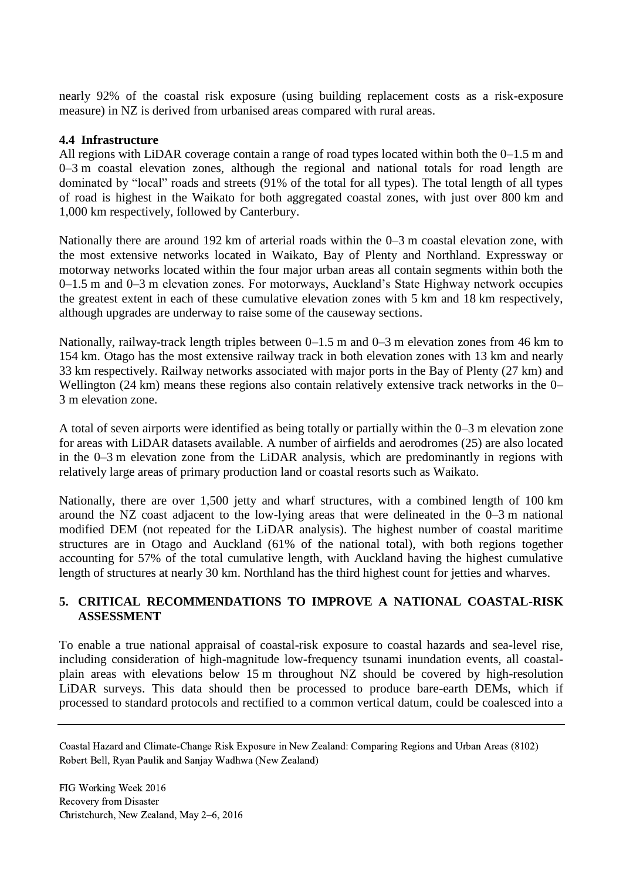nearly 92% of the coastal risk exposure (using building replacement costs as a risk-exposure measure) in NZ is derived from urbanised areas compared with rural areas.

### 4.4 Infrastructure

All regions with LiDAR coverage contain a range of road types located within both the 0–1.5 m and 0–3 m coastal elevation zones, although the regional and national totals for road length are dominated by "local" roads and streets (91% of the total for all types). The total length of all types of road is highest in the Waikato for both aggregated coastal zones, with just over 800 km and 1,000 km respectively, followed by Canterbury.

Nationally there are around 192 km of arterial roads within the 0–3 m coastal elevation zone, with the most extensive networks located in Waikato, Bay of Plenty and Northland. Expressway or motorway networks located within the four major urban areas all contain segments within both the 0–1.5 m and 0–3 m elevation zones. For motorways, Auckland's State Highway network occupies the greatest extent in each of these cumulative elevation zones with 5 km and 18 km respectively, although upgrades are underway to raise some of the causeway sections.

Nationally, railway-track length triples between 0–1.5 m and 0–3 m elevation zones from 46 km to 154 km. Otago has the most extensive railway track in both elevation zones with 13 km and nearly 33 km respectively. Railway networks associated with major ports in the Bay of Plenty (27 km) and Wellington (24 km) means these regions also contain relatively extensive track networks in the 0–3 m elevation zone.

A total of seven airports were identified as being totally or partially within the 0–3 m elevation zone for areas with LiDAR datasets available. A number of airfields and aerodromes (25) are also located in the 0–3 m elevation zone from the LiDAR analysis, which are predominantly in regions with relatively large areas of primary production land or coastal resorts such as Waikato.

Nationally, there are over 1,500 jetty and wharf structures, with a combined length of 100 km around the NZ coast adjacent to the low-lying areas that were delineated in the 0–3 m national modified DEM (not repeated for the LiDAR analysis). The highest number of coastal maritime structures are in Otago and Auckland (61% of the national total), with both regions together accounting for 57% of the total cumulative length, with Auckland having the highest cumulative length of structures at nearly 30 km. Northland has the third highest count for jetties and wharves.

## 5. CRITICAL RECOMMENDATIONS TO IMPROVE A NATIONAL COASTAL-RISK ASSESSMENT

To enable a true national appraisal of coastal-risk exposure to coastal hazards and sea-level rise, including consideration of high-magnitude low-frequency tsunami inundation events, all coastal-plain areas with elevations below 15 m throughout NZ should be covered by high-resolution LiDAR surveys. This data should then be processed to produce bare-earth DEMs, which if processed to standard protocols and rectified to a common vertical datum, could be coalesced into a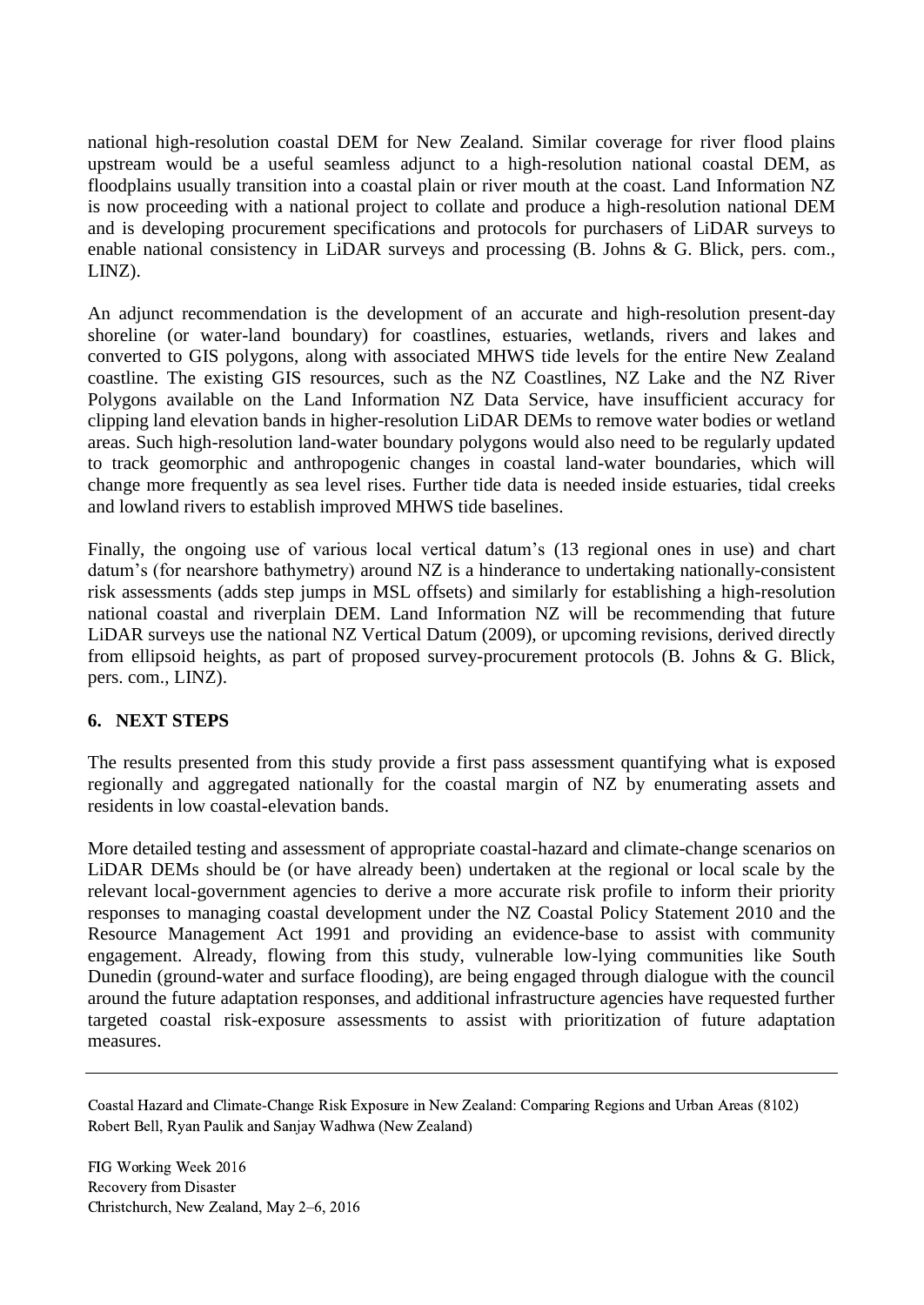national high-resolution coastal DEM for New Zealand. Similar coverage for river flood plains upstream would be a useful seamless adjunct to a high-resolution national coastal DEM, as floodplains usually transition into a coastal plain or river mouth at the coast. Land Information NZ is now proceeding with a national project to collate and produce a high-resolution national DEM and is developing procurement specifications and protocols for purchasers of LiDAR surveys to enable national consistency in LiDAR surveys and processing (B. Johns & G. Blick, pers. com., LINZ).

An adjunct recommendation is the development of an accurate and high-resolution present-day shoreline (or water-land boundary) for coastlines, estuaries, wetlands, rivers and lakes and converted to GIS polygons, along with associated MHWS tide levels for the entire New Zealand coastline. The existing GIS resources, such as the NZ Coastlines, NZ Lake and the NZ River Polygons available on the Land Information NZ Data Service, have insufficient accuracy for clipping land elevation bands in higher-resolution LiDAR DEMs to remove water bodies or wetland areas. Such high-resolution land-water boundary polygons would also need to be regularly updated to track geomorphic and anthropogenic changes in coastal land-water boundaries, which will change more frequently as sea level rises. Further tide data is needed inside estuaries, tidal creeks and lowland rivers to establish improved MHWS tide baselines.

Finally, the ongoing use of various local vertical datum's (13 regional ones in use) and chart datum's (for nearshore bathymetry) around NZ is a hinderance to undertaking nationally-consistent risk assessments (adds step jumps in MSL offsets) and similarly for establishing a high-resolution national coastal and riverplain DEM. Land Information NZ will be recommending that future LiDAR surveys use the national NZ Vertical Datum (2009), or upcoming revisions, derived directly from ellipsoid heights, as part of proposed survey-procurement protocols (B. Johns & G. Blick, pers. com., LINZ).

## 6. NEXT STEPS

The results presented from this study provide a first pass assessment quantifying what is exposed regionally and aggregated nationally for the coastal margin of NZ by enumerating assets and residents in low coastal-elevation bands.

More detailed testing and assessment of appropriate coastal-hazard and climate-change scenarios on LiDAR DEMs should be (or have already been) undertaken at the regional or local scale by the relevant local-government agencies to derive a more accurate risk profile to inform their priority responses to managing coastal development under the NZ Coastal Policy Statement 2010 and the Resource Management Act 1991 and providing an evidence-base to assist with community engagement. Already, flowing from this study, vulnerable low-lying communities like South Dunedin (ground-water and surface flooding), are being engaged through dialogue with the council around the future adaptation responses, and additional infrastructure agencies have requested further targeted coastal risk-exposure assessments to assist with prioritization of future adaptation measures.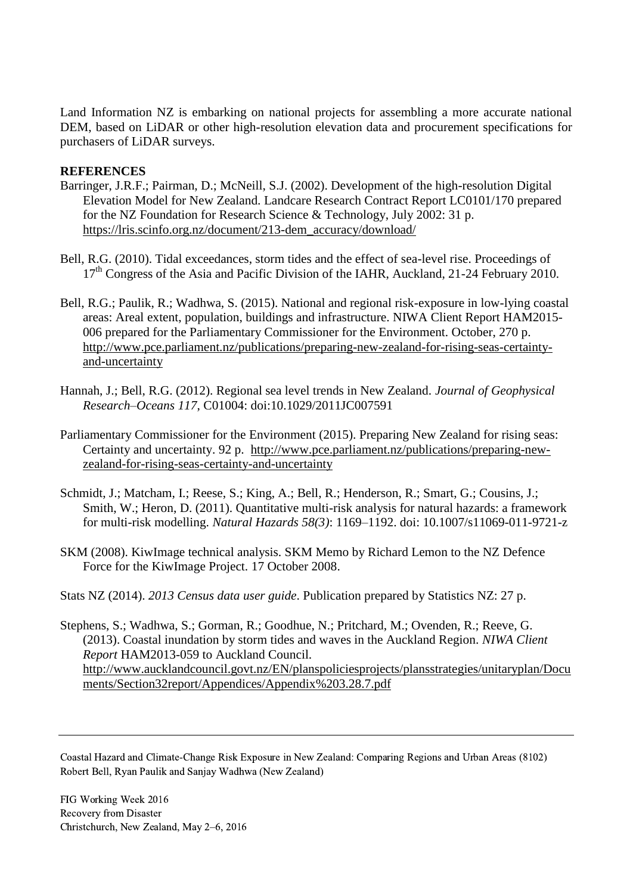Land Information NZ is embarking on national projects for assembling a more accurate national DEM, based on LiDAR or other high-resolution elevation data and procurement specifications for purchasers of LiDAR surveys.

## REFERENCES

Barringer, J.R.F.; Pairman, D.; McNeill, S.J. (2002). Development of the high-resolution Digital Elevation Model for New Zealand. Landcare Research Contract Report LC0101/170 prepared for the NZ Foundation for Research Science & Technology, July 2002: 31 p. https://lris.scinfo.org.nz/document/213-dem_accuracy/download/

Bell, R.G. (2010). Tidal exceedances, storm tides and the effect of sea-level rise. Proceedings of 17th Congress of the Asia and Pacific Division of the IAHR, Auckland, 21-24 February 2010.

Bell, R.G.; Paulik, R.; Wadhwa, S. (2015). National and regional risk-exposure in low-lying coastal areas: Areal extent, population, buildings and infrastructure. NIWA Client Report HAM2015-006 prepared for the Parliamentary Commissioner for the Environment. October, 270 p. http://www.pce.parliament.nz/publications/preparing-new-zealand-for-rising-seas-certainty-and-uncertainty

Hannah, J.; Bell, R.G. (2012). Regional sea level trends in New Zealand. *Journal of Geophysical Research–Oceans 117*, C01004: doi:10.1029/2011JC007591

Parliamentary Commissioner for the Environment (2015). Preparing New Zealand for rising seas: Certainty and uncertainty. 92 p. http://www.pce.parliament.nz/publications/preparing-new-zealand-for-rising-seas-certainty-and-uncertainty

Schmidt, J.; Matcham, I.; Reese, S.; King, A.; Bell, R.; Henderson, R.; Smart, G.; Cousins, J.; Smith, W.; Heron, D. (2011). Quantitative multi-risk analysis for natural hazards: a framework for multi-risk modelling. *Natural Hazards 58(3)*: 1169–1192. doi: 10.1007/s11069-011-9721-z

SKM (2008). KiwImage technical analysis. SKM Memo by Richard Lemon to the NZ Defence Force for the KiwImage Project. 17 October 2008.

Stats NZ (2014). *2013 Census data user guide*. Publication prepared by Statistics NZ: 27 p.

Stephens, S.; Wadhwa, S.; Gorman, R.; Goodhue, N.; Pritchard, M.; Ovenden, R.; Reeve, G. (2013). Coastal inundation by storm tides and waves in the Auckland Region. *NIWA Client Report* HAM2013-059 to Auckland Council. http://www.aucklandcouncil.govt.nz/EN/planspoliciesprojects/plansstrategies/unitaryplan/Documents/Section32report/Appendices/Appendix%203.28.7.pdf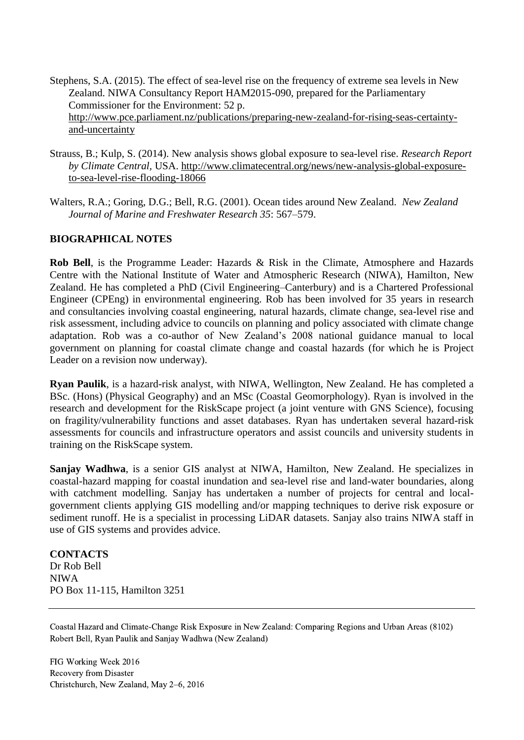Stephens, S.A. (2015). The effect of sea-level rise on the frequency of extreme sea levels in New Zealand. NIWA Consultancy Report HAM2015-090, prepared for the Parliamentary Commissioner for the Environment: 52 p. http://www.pce.parliament.nz/publications/preparing-new-zealand-for-rising-seas-certainty-and-uncertainty

Strauss, B.; Kulp, S. (2014). New analysis shows global exposure to sea-level rise. *Research Report by Climate Central*, USA. http://www.climatecentral.org/news/new-analysis-global-exposure-to-sea-level-rise-flooding-18066

Walters, R.A.; Goring, D.G.; Bell, R.G. (2001). Ocean tides around New Zealand. *New Zealand Journal of Marine and Freshwater Research 35*: 567–579.

## BIOGRAPHICAL NOTES

**Rob Bell**, is the Programme Leader: Hazards & Risk in the Climate, Atmosphere and Hazards Centre with the National Institute of Water and Atmospheric Research (NIWA), Hamilton, New Zealand. He has completed a PhD (Civil Engineering–Canterbury) and is a Chartered Professional Engineer (CPEng) in environmental engineering. Rob has been involved for 35 years in research and consultancies involving coastal engineering, natural hazards, climate change, sea-level rise and risk assessment, including advice to councils on planning and policy associated with climate change adaptation. Rob was a co-author of New Zealand's 2008 national guidance manual to local government on planning for coastal climate change and coastal hazards (for which he is Project Leader on a revision now underway).

**Ryan Paulik**, is a hazard-risk analyst, with NIWA, Wellington, New Zealand. He has completed a BSc. (Hons) (Physical Geography) and an MSc (Coastal Geomorphology). Ryan is involved in the research and development for the RiskScape project (a joint venture with GNS Science), focusing on fragility/vulnerability functions and asset databases. Ryan has undertaken several hazard-risk assessments for councils and infrastructure operators and assist councils and university students in training on the RiskScape system.

**Sanjay Wadhwa**, is a senior GIS analyst at NIWA, Hamilton, New Zealand. He specializes in coastal-hazard mapping for coastal inundation and sea-level rise and land-water boundaries, along with catchment modelling. Sanjay has undertaken a number of projects for central and local-government clients applying GIS modelling and/or mapping techniques to derive risk exposure or sediment runoff. He is a specialist in processing LiDAR datasets. Sanjay also trains NIWA staff in use of GIS systems and provides advice.

## CONTACTS

Dr Rob Bell
NIWA
PO Box 11-115, Hamilton 3251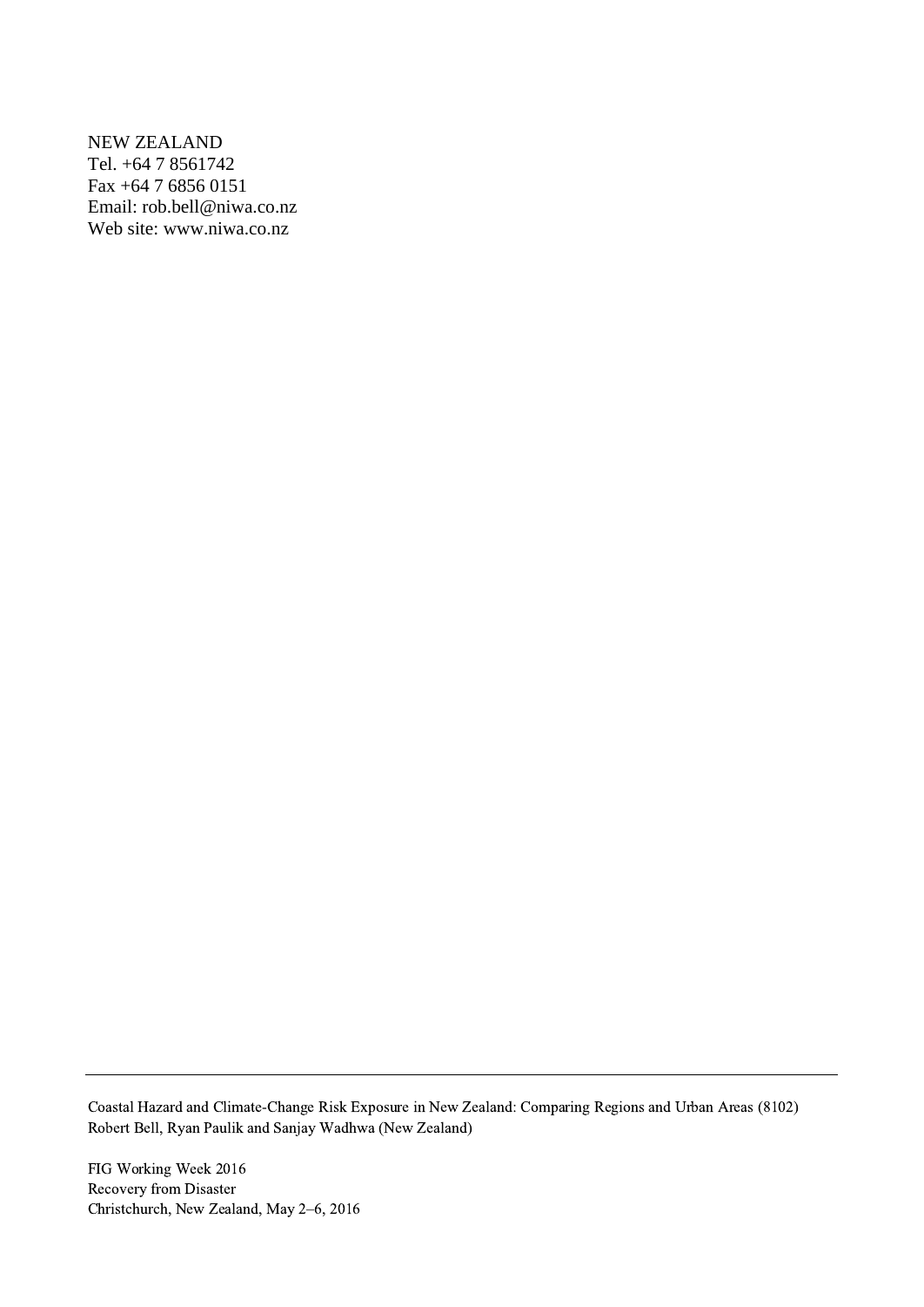NEW ZEALAND
Tel. +64 7 8561742
Fax +64 7 6856 0151
Email: rob.bell@niwa.co.nz
Web site: www.niwa.co.nz